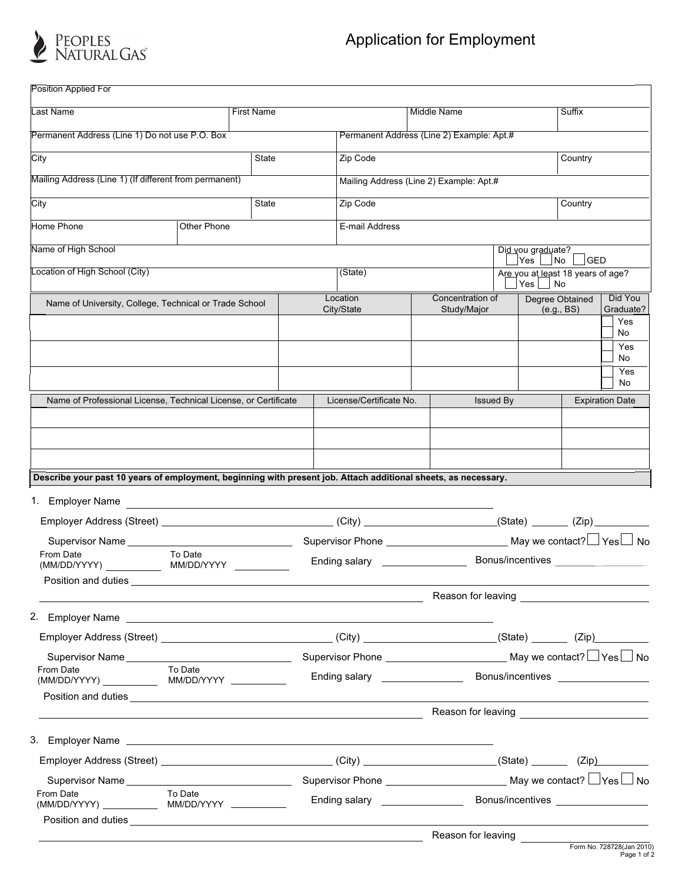PEOPLES NATURAL GAS

# Application for Employment

| Position Applied For | | | |
|---|---|---|---|
| Last Name | First Name | Middle Name | Suffix |
| Permanent Address (Line 1) Do not use P.O. Box | | Permanent Address (Line 2) Example: Apt.# | |
| City | State | Zip Code | Country |
| Mailing Address (Line 1) (If different from permanent) | | Mailing Address (Line 2) Example: Apt.# | |
| City | State | Zip Code | Country |
| Home Phone | Other Phone | E-mail Address | |
| Name of High School | | | Did you graduate? ☐ Yes ☐ No ☐ GED |
| Location of High School (City) | | (State) | Are you at least 18 years of age? ☐ Yes ☐ No |

| Name of University, College, Technical or Trade School | Location City/State | Concentration of Study/Major | Degree Obtained (e.g., BS) | Did You Graduate? |
|---|---|---|---|---|
| | | | | ☐ Yes ☐ No |
| | | | | ☐ Yes ☐ No |
| | | | | ☐ Yes ☐ No |

| Name of Professional License, Technical License, or Certificate | License/Certificate No. | Issued By | Expiration Date |
|---|---|---|---|
| | | | |
| | | | |
| | | | |

**Describe your past 10 years of employment, beginning with present job. Attach additional sheets, as necessary.**

1. Employer Name ______________________

Employer Address (Street) ______________ (City) ______________ (State) ______ (Zip) ______

Supervisor Name ______________ Supervisor Phone ______________ May we contact? ☐ Yes ☐ No

From Date (MM/DD/YYYY) ______ To Date MM/DD/YYYY ______ Ending salary ______ Bonus/incentives ______

Position and duties ______________________

______________________ Reason for leaving ______________

2. Employer Name ______________________

Employer Address (Street) ______________ (City) ______________ (State) ______ (Zip) ______

Supervisor Name ______________ Supervisor Phone ______________ May we contact? ☐ Yes ☐ No

From Date (MM/DD/YYYY) ______ To Date MM/DD/YYYY ______ Ending salary ______ Bonus/incentives ______

Position and duties ______________________

______________________ Reason for leaving ______________

3. Employer Name ______________________

Employer Address (Street) ______________ (City) ______________ (State) ______ (Zip) ______

Supervisor Name ______________ Supervisor Phone ______________ May we contact? ☐ Yes ☐ No

From Date (MM/DD/YYYY) ______ To Date MM/DD/YYYY ______ Ending salary ______ Bonus/incentives ______

Position and duties ______________________

______________________ Reason for leaving ______________

Form No. 728728(Jan 2010)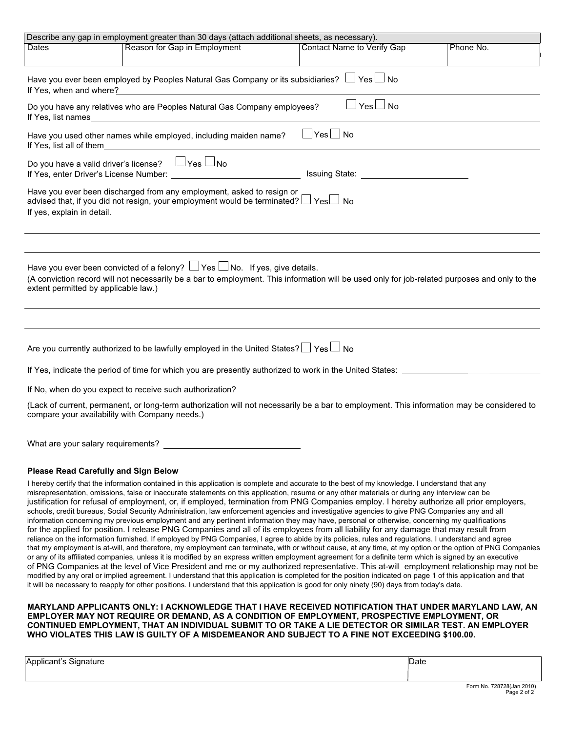| Describe any gap in employment greater than 30 days (attach additional sheets, as necessary). | | | |
|---|---|---|---|
| Dates | Reason for Gap in Employment | Contact Name to Verify Gap | Phone No. |
| | | | |

Have you ever been employed by Peoples Natural Gas Company or its subsidiaries? ☐ Yes ☐ No
If Yes, when and where? ______________________________

Do you have any relatives who are Peoples Natural Gas Company employees? ☐ Yes ☐ No
If Yes, list names ______________________________

Have you used other names while employed, including maiden name? ☐ Yes ☐ No
If Yes, list all of them ______________________________

Do you have a valid driver's license? ☐ Yes ☐ No
If Yes, enter Driver's License Number: ______________________ Issuing State: ______________________

Have you ever been discharged from any employment, asked to resign or advised that, if you did not resign, your employment would be terminated? ☐ Yes ☐ No
If yes, explain in detail.

______________________________

______________________________

Have you ever been convicted of a felony? ☐ Yes ☐ No. If yes, give details.
(A conviction record will not necessarily be a bar to employment. This information will be used only for job-related purposes and only to the extent permitted by applicable law.)

______________________________

______________________________

Are you currently authorized to be lawfully employed in the United States? ☐ Yes ☐ No

If Yes, indicate the period of time for which you are presently authorized to work in the United States: ______________________

If No, when do you expect to receive such authorization? ______________________

(Lack of current, permanent, or long-term authorization will not necessarily be a bar to employment. This information may be considered to compare your availability with Company needs.)

What are your salary requirements? ______________________

**Please Read Carefully and Sign Below**

I hereby certify that the information contained in this application is complete and accurate to the best of my knowledge. I understand that any misrepresentation, omissions, false or inaccurate statements on this application, resume or any other materials or during any interview can be justification for refusal of employment, or, if employed, termination from PNG Companies employ. I hereby authorize all prior employers, schools, credit bureaus, Social Security Administration, law enforcement agencies and investigative agencies to give PNG Companies any and all information concerning my previous employment and any pertinent information they may have, personal or otherwise, concerning my qualifications for the applied for position. I release PNG Companies and all of its employees from all liability for any damage that may result from reliance on the information furnished. If employed by PNG Companies, I agree to abide by its policies, rules and regulations. I understand and agree that my employment is at-will, and therefore, my employment can terminate, with or without cause, at any time, at my option or the option of PNG Companies or any of its affiliated companies, unless it is modified by an express written employment agreement for a definite term which is signed by an executive of PNG Companies at the level of Vice President and me or my authorized representative. This at-will employment relationship may not be modified by any oral or implied agreement. I understand that this application is completed for the position indicated on page 1 of this application and that it will be necessary to reapply for other positions. I understand that this application is good for only ninety (90) days from today's date.

**MARYLAND APPLICANTS ONLY: I ACKNOWLEDGE THAT I HAVE RECEIVED NOTIFICATION THAT UNDER MARYLAND LAW, AN EMPLOYER MAY NOT REQUIRE OR DEMAND, AS A CONDITION OF EMPLOYMENT, PROSPECTIVE EMPLOYMENT, OR CONTINUED EMPLOYMENT, THAT AN INDIVIDUAL SUBMIT TO OR TAKE A LIE DETECTOR OR SIMILAR TEST. AN EMPLOYER WHO VIOLATES THIS LAW IS GUILTY OF A MISDEMEANOR AND SUBJECT TO A FINE NOT EXCEEDING $100.00.**

| Applicant's Signature | Date |
|---|---|
| | |

Form No. 728728(Jan 2010)